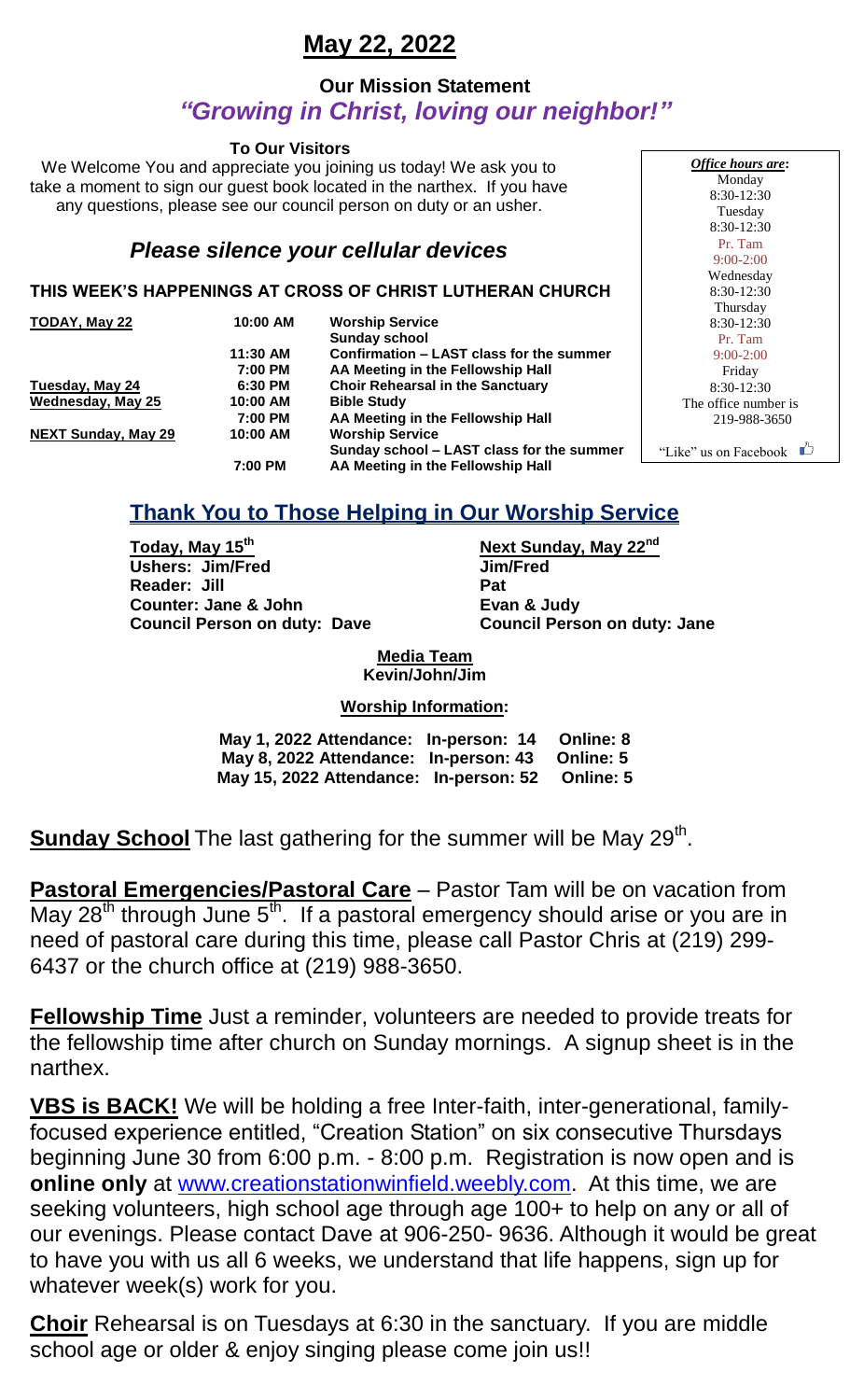# May 22, 2022

**Our Mission Statement**

***"Growing in Christ, loving our neighbor!"***

**To Our Visitors**

We Welcome You and appreciate you joining us today! We ask you to take a moment to sign our guest book located in the narthex. If you have any questions, please see our council person on duty or an usher.

*Office hours are*:
Monday 8:30-12:30
Tuesday 8:30-12:30
Pr. Tam 9:00-2:00
Wednesday 8:30-12:30
Thursday 8:30-12:30
Pr. Tam 9:00-2:00
Friday 8:30-12:30
The office number is 219-988-3650

"Like" us on Facebook

## *Please silence your cellular devices*

**THIS WEEK'S HAPPENINGS AT CROSS OF CHRIST LUTHERAN CHURCH**

| | | |
|---|---|---|
| **TODAY, May 22** | **10:00 AM** | **Worship Service** |
| | | **Sunday school** |
| | **11:30 AM** | **Confirmation – LAST class for the summer** |
| | **7:00 PM** | **AA Meeting in the Fellowship Hall** |
| **Tuesday, May 24** | **6:30 PM** | **Choir Rehearsal in the Sanctuary** |
| **Wednesday, May 25** | **10:00 AM** | **Bible Study** |
| | **7:00 PM** | **AA Meeting in the Fellowship Hall** |
| **NEXT Sunday, May 29** | **10:00 AM** | **Worship Service** |
| | | **Sunday school – LAST class for the summer** |
| | **7:00 PM** | **AA Meeting in the Fellowship Hall** |

## Thank You to Those Helping in Our Worship Service

| **Today, May 15th** | **Next Sunday, May 22nd** |
|---|---|
| **Ushers: Jim/Fred** | **Jim/Fred** |
| **Reader: Jill** | **Pat** |
| **Counter: Jane & John** | **Evan & Judy** |
| **Council Person on duty: Dave** | **Council Person on duty: Jane** |

**Media Team**
**Kevin/John/Jim**

**Worship Information:**

**May 1, 2022 Attendance: In-person: 14 Online: 8**
**May 8, 2022 Attendance: In-person: 43 Online: 5**
**May 15, 2022 Attendance: In-person: 52 Online: 5**

**Sunday School** The last gathering for the summer will be May 29th.

**Pastoral Emergencies/Pastoral Care** – Pastor Tam will be on vacation from May 28th through June 5th. If a pastoral emergency should arise or you are in need of pastoral care during this time, please call Pastor Chris at (219) 299-6437 or the church office at (219) 988-3650.

**Fellowship Time** Just a reminder, volunteers are needed to provide treats for the fellowship time after church on Sunday mornings. A signup sheet is in the narthex.

**VBS is BACK!** We will be holding a free Inter-faith, inter-generational, family-focused experience entitled, "Creation Station" on six consecutive Thursdays beginning June 30 from 6:00 p.m. - 8:00 p.m. Registration is now open and is **online only** at www.creationstationwinfield.weebly.com. At this time, we are seeking volunteers, high school age through age 100+ to help on any or all of our evenings. Please contact Dave at 906-250- 9636. Although it would be great to have you with us all 6 weeks, we understand that life happens, sign up for whatever week(s) work for you.

**Choir** Rehearsal is on Tuesdays at 6:30 in the sanctuary. If you are middle school age or older & enjoy singing please come join us!!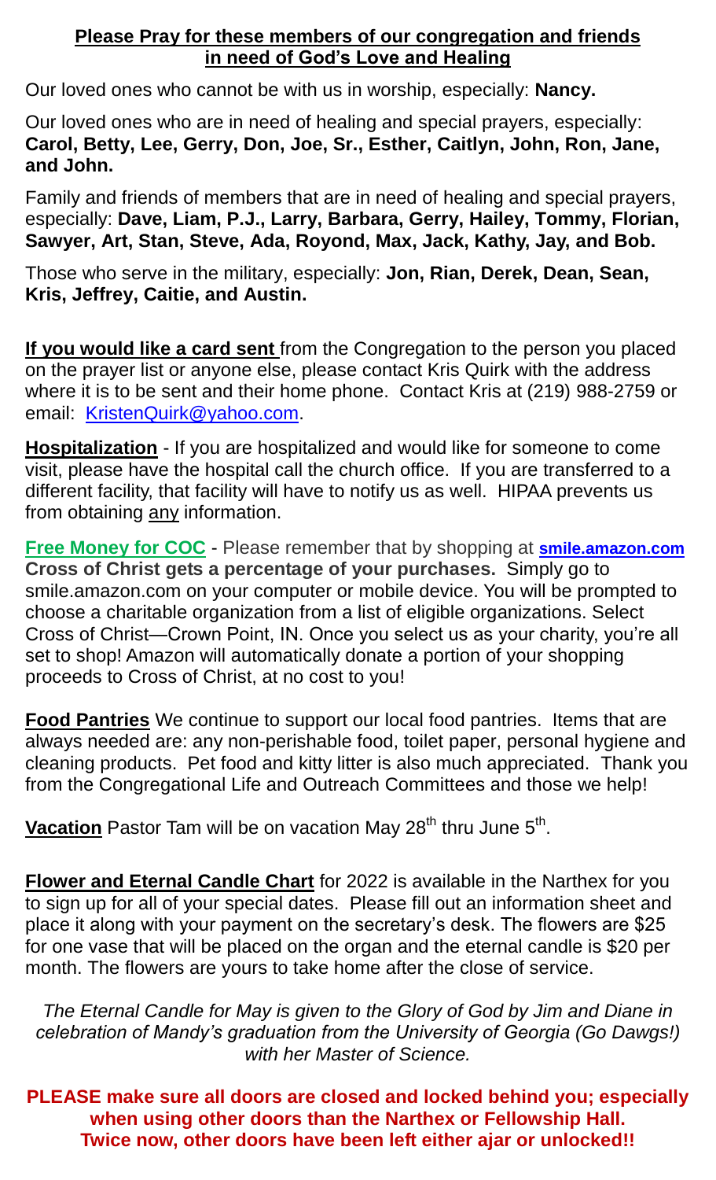**Please Pray for these members of our congregation and friends in need of God's Love and Healing**

Our loved ones who cannot be with us in worship, especially: **Nancy.**

Our loved ones who are in need of healing and special prayers, especially: **Carol, Betty, Lee, Gerry, Don, Joe, Sr., Esther, Caitlyn, John, Ron, Jane, and John.**

Family and friends of members that are in need of healing and special prayers, especially: **Dave, Liam, P.J., Larry, Barbara, Gerry, Hailey, Tommy, Florian, Sawyer, Art, Stan, Steve, Ada, Royond, Max, Jack, Kathy, Jay, and Bob.**

Those who serve in the military, especially: **Jon, Rian, Derek, Dean, Sean, Kris, Jeffrey, Caitie, and Austin.**

**If you would like a card sent** from the Congregation to the person you placed on the prayer list or anyone else, please contact Kris Quirk with the address where it is to be sent and their home phone. Contact Kris at (219) 988-2759 or email: KristenQuirk@yahoo.com.

**Hospitalization** - If you are hospitalized and would like for someone to come visit, please have the hospital call the church office. If you are transferred to a different facility, that facility will have to notify us as well. HIPAA prevents us from obtaining any information.

**Free Money for COC** - Please remember that by shopping at **smile.amazon.com** **Cross of Christ gets a percentage of your purchases.** Simply go to smile.amazon.com on your computer or mobile device. You will be prompted to choose a charitable organization from a list of eligible organizations. Select Cross of Christ—Crown Point, IN. Once you select us as your charity, you're all set to shop! Amazon will automatically donate a portion of your shopping proceeds to Cross of Christ, at no cost to you!

**Food Pantries** We continue to support our local food pantries. Items that are always needed are: any non-perishable food, toilet paper, personal hygiene and cleaning products. Pet food and kitty litter is also much appreciated. Thank you from the Congregational Life and Outreach Committees and those we help!

**Vacation** Pastor Tam will be on vacation May 28th thru June 5th.

**Flower and Eternal Candle Chart** for 2022 is available in the Narthex for you to sign up for all of your special dates. Please fill out an information sheet and place it along with your payment on the secretary's desk. The flowers are $25 for one vase that will be placed on the organ and the eternal candle is $20 per month. The flowers are yours to take home after the close of service.

*The Eternal Candle for May is given to the Glory of God by Jim and Diane in celebration of Mandy's graduation from the University of Georgia (Go Dawgs!) with her Master of Science.*

**PLEASE make sure all doors are closed and locked behind you; especially when using other doors than the Narthex or Fellowship Hall. Twice now, other doors have been left either ajar or unlocked!!**